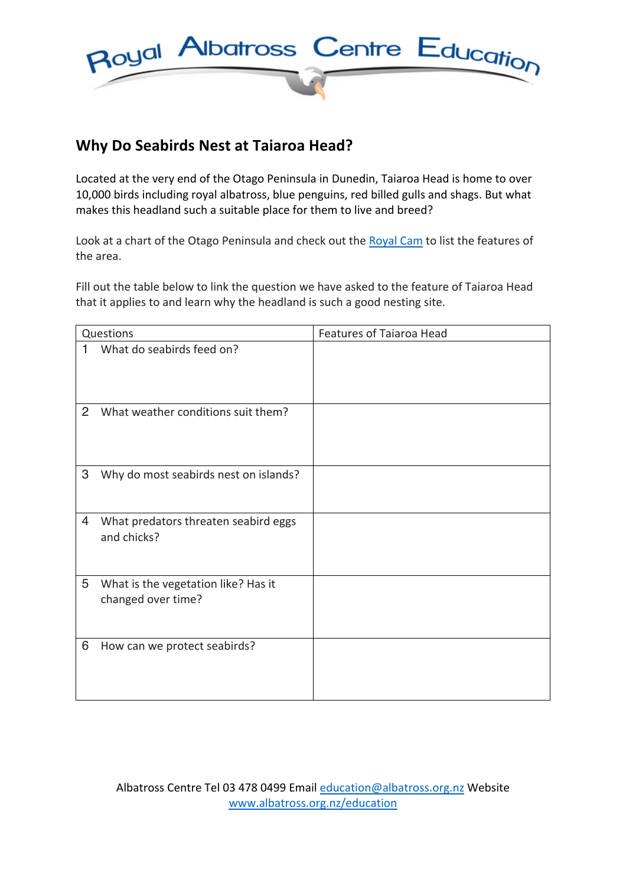# Royal Albatross Centre Education

## Why Do Seabirds Nest at Taiaroa Head?

Located at the very end of the Otago Peninsula in Dunedin, Taiaroa Head is home to over 10,000 birds including royal albatross, blue penguins, red billed gulls and shags. But what makes this headland such a suitable place for them to live and breed?

Look at a chart of the Otago Peninsula and check out the Royal Cam to list the features of the area.

Fill out the table below to link the question we have asked to the feature of Taiaroa Head that it applies to and learn why the headland is such a good nesting site.

| Questions | Features of Taiaroa Head |
|---|---|
| 1 What do seabirds feed on? | |
| 2 What weather conditions suit them? | |
| 3 Why do most seabirds nest on islands? | |
| 4 What predators threaten seabird eggs and chicks? | |
| 5 What is the vegetation like? Has it changed over time? | |
| 6 How can we protect seabirds? | |

Albatross Centre Tel 03 478 0499 Email education@albatross.org.nz Website www.albatross.org.nz/education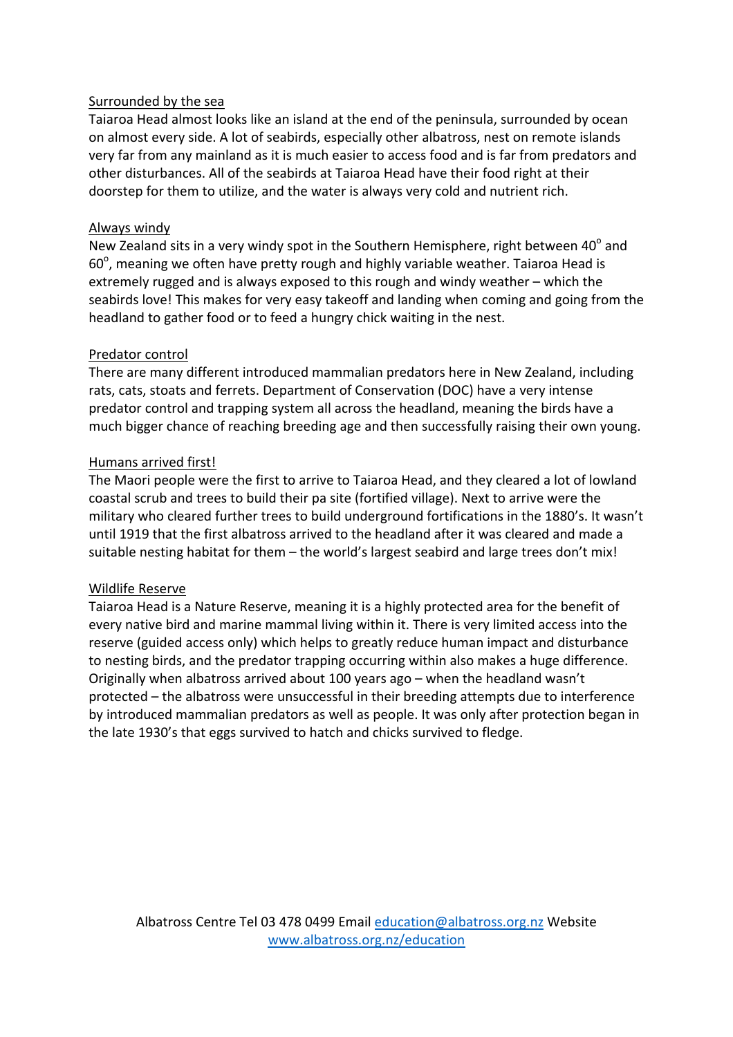## Surrounded by the sea

Taiaroa Head almost looks like an island at the end of the peninsula, surrounded by ocean on almost every side. A lot of seabirds, especially other albatross, nest on remote islands very far from any mainland as it is much easier to access food and is far from predators and other disturbances. All of the seabirds at Taiaroa Head have their food right at their doorstep for them to utilize, and the water is always very cold and nutrient rich.

## Always windy

New Zealand sits in a very windy spot in the Southern Hemisphere, right between $40^{o}$ and $60^{o}$, meaning we often have pretty rough and highly variable weather. Taiaroa Head is extremely rugged and is always exposed to this rough and windy weather – which the seabirds love! This makes for very easy takeoff and landing when coming and going from the headland to gather food or to feed a hungry chick waiting in the nest.

## Predator control

There are many different introduced mammalian predators here in New Zealand, including rats, cats, stoats and ferrets. Department of Conservation (DOC) have a very intense predator control and trapping system all across the headland, meaning the birds have a much bigger chance of reaching breeding age and then successfully raising their own young.

## Humans arrived first!

The Maori people were the first to arrive to Taiaroa Head, and they cleared a lot of lowland coastal scrub and trees to build their pa site (fortified village). Next to arrive were the military who cleared further trees to build underground fortifications in the 1880's. It wasn't until 1919 that the first albatross arrived to the headland after it was cleared and made a suitable nesting habitat for them – the world's largest seabird and large trees don't mix!

## Wildlife Reserve

Taiaroa Head is a Nature Reserve, meaning it is a highly protected area for the benefit of every native bird and marine mammal living within it. There is very limited access into the reserve (guided access only) which helps to greatly reduce human impact and disturbance to nesting birds, and the predator trapping occurring within also makes a huge difference. Originally when albatross arrived about 100 years ago – when the headland wasn't protected – the albatross were unsuccessful in their breeding attempts due to interference by introduced mammalian predators as well as people. It was only after protection began in the late 1930's that eggs survived to hatch and chicks survived to fledge.

Albatross Centre Tel 03 478 0499 Email education@albatross.org.nz Website www.albatross.org.nz/education